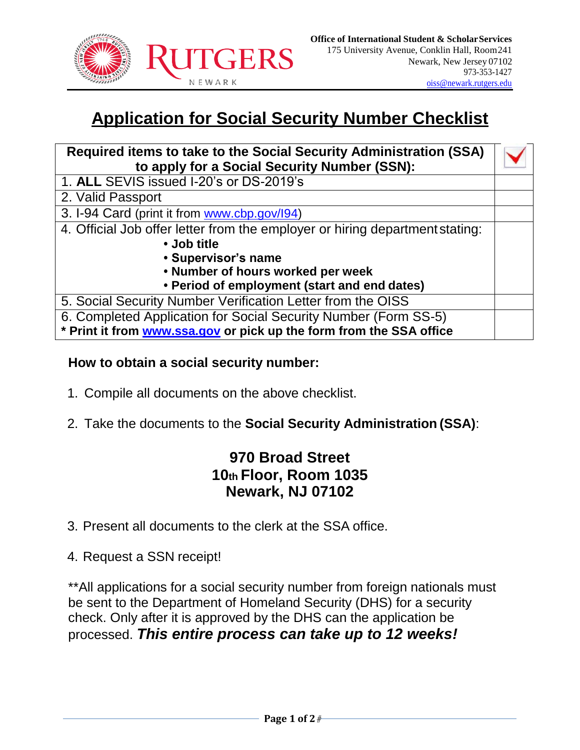Office of International Student & Scholar Services
175 University Avenue, Conklin Hall, Room 241
Newark, New Jersey 07102
973-353-1427
oiss@newark.rutgers.edu

# Application for Social Security Number Checklist

| Required items to take to the Social Security Administration (SSA) to apply for a Social Security Number (SSN): | ✓ |
|---|---|
| 1. **ALL** SEVIS issued I-20's or DS-2019's | |
| 2. Valid Passport | |
| 3. I-94 Card (print it from www.cbp.gov/I94) | |
| 4. Official Job offer letter from the employer or hiring department stating: • **Job title** • **Supervisor's name** • **Number of hours worked per week** • **Period of employment (start and end dates)** | |
| 5. Social Security Number Verification Letter from the OISS | |
| 6. Completed Application for Social Security Number (Form SS-5) **\* Print it from www.ssa.gov or pick up the form from the SSA office** | |

**How to obtain a social security number:**

1. Compile all documents on the above checklist.
2. Take the documents to the **Social Security Administration (SSA)**:

**970 Broad Street**
**10th Floor, Room 1035**
**Newark, NJ 07102**

3. Present all documents to the clerk at the SSA office.
4. Request a SSN receipt!

**All applications for a social security number from foreign nationals must be sent to the Department of Homeland Security (DHS) for a security check. Only after it is approved by the DHS can the application be processed. ***This entire process can take up to 12 weeks!***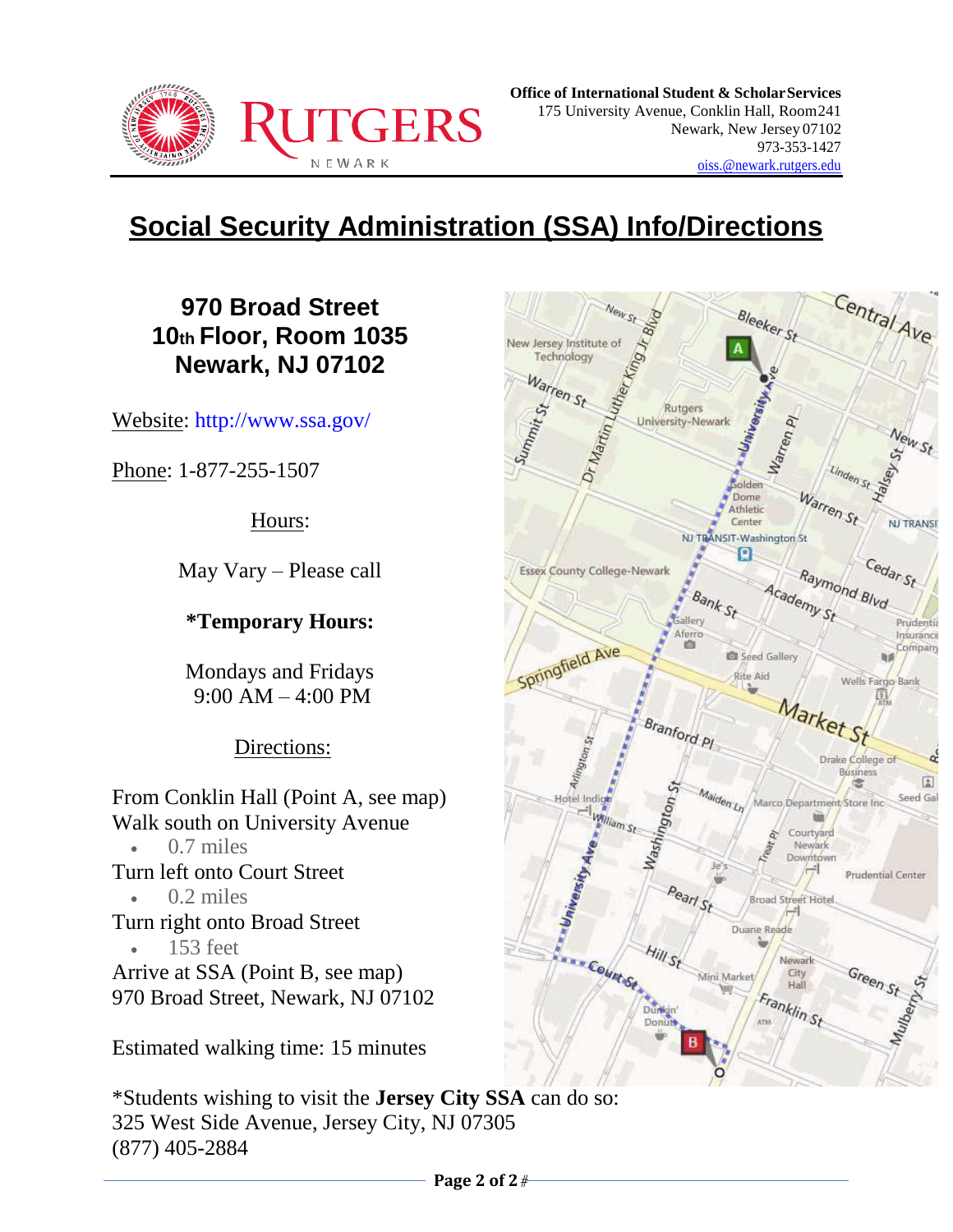Office of International Student & Scholar Services
175 University Avenue, Conklin Hall, Room 241
Newark, New Jersey 07102
973-353-1427
oiss.@newark.rutgers.edu

# Social Security Administration (SSA) Info/Directions

**970 Broad Street**
**10th Floor, Room 1035**
**Newark, NJ 07102**

Website: http://www.ssa.gov/

Phone: 1-877-255-1507

Hours:

May Vary – Please call

**\*Temporary Hours:**

Mondays and Fridays
9:00 AM – 4:00 PM

Directions:

From Conklin Hall (Point A, see map)
Walk south on University Avenue

- 0.7 miles

Turn left onto Court Street

- 0.2 miles

Turn right onto Broad Street

- 153 feet

Arrive at SSA (Point B, see map)
970 Broad Street, Newark, NJ 07102

Estimated walking time: 15 minutes

*Students wishing to visit the **Jersey City SSA** can do so:
325 West Side Avenue, Jersey City, NJ 07305
(877) 405-2884